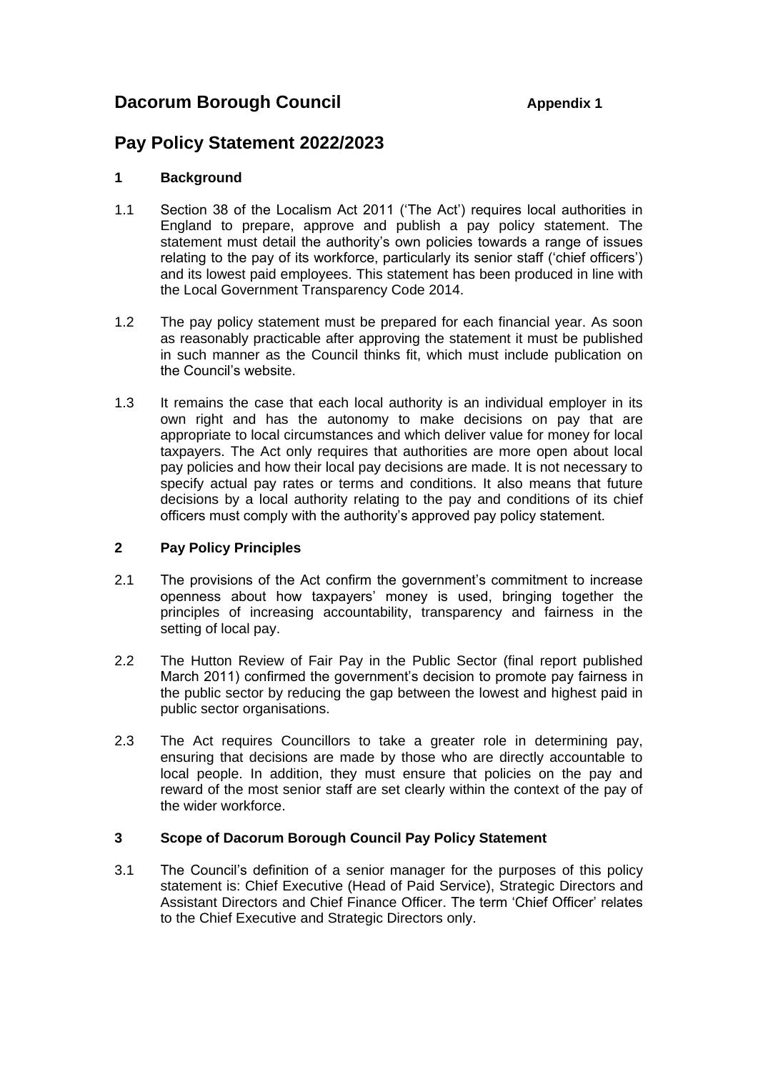# Dacorum Borough Council

**Appendix 1**

# Pay Policy Statement 2022/2023

## 1 Background

1.1 Section 38 of the Localism Act 2011 ('The Act') requires local authorities in England to prepare, approve and publish a pay policy statement. The statement must detail the authority's own policies towards a range of issues relating to the pay of its workforce, particularly its senior staff ('chief officers') and its lowest paid employees. This statement has been produced in line with the Local Government Transparency Code 2014.

1.2 The pay policy statement must be prepared for each financial year. As soon as reasonably practicable after approving the statement it must be published in such manner as the Council thinks fit, which must include publication on the Council's website.

1.3 It remains the case that each local authority is an individual employer in its own right and has the autonomy to make decisions on pay that are appropriate to local circumstances and which deliver value for money for local taxpayers. The Act only requires that authorities are more open about local pay policies and how their local pay decisions are made. It is not necessary to specify actual pay rates or terms and conditions. It also means that future decisions by a local authority relating to the pay and conditions of its chief officers must comply with the authority's approved pay policy statement.

## 2 Pay Policy Principles

2.1 The provisions of the Act confirm the government's commitment to increase openness about how taxpayers' money is used, bringing together the principles of increasing accountability, transparency and fairness in the setting of local pay.

2.2 The Hutton Review of Fair Pay in the Public Sector (final report published March 2011) confirmed the government's decision to promote pay fairness in the public sector by reducing the gap between the lowest and highest paid in public sector organisations.

2.3 The Act requires Councillors to take a greater role in determining pay, ensuring that decisions are made by those who are directly accountable to local people. In addition, they must ensure that policies on the pay and reward of the most senior staff are set clearly within the context of the pay of the wider workforce.

## 3 Scope of Dacorum Borough Council Pay Policy Statement

3.1 The Council's definition of a senior manager for the purposes of this policy statement is: Chief Executive (Head of Paid Service), Strategic Directors and Assistant Directors and Chief Finance Officer. The term 'Chief Officer' relates to the Chief Executive and Strategic Directors only.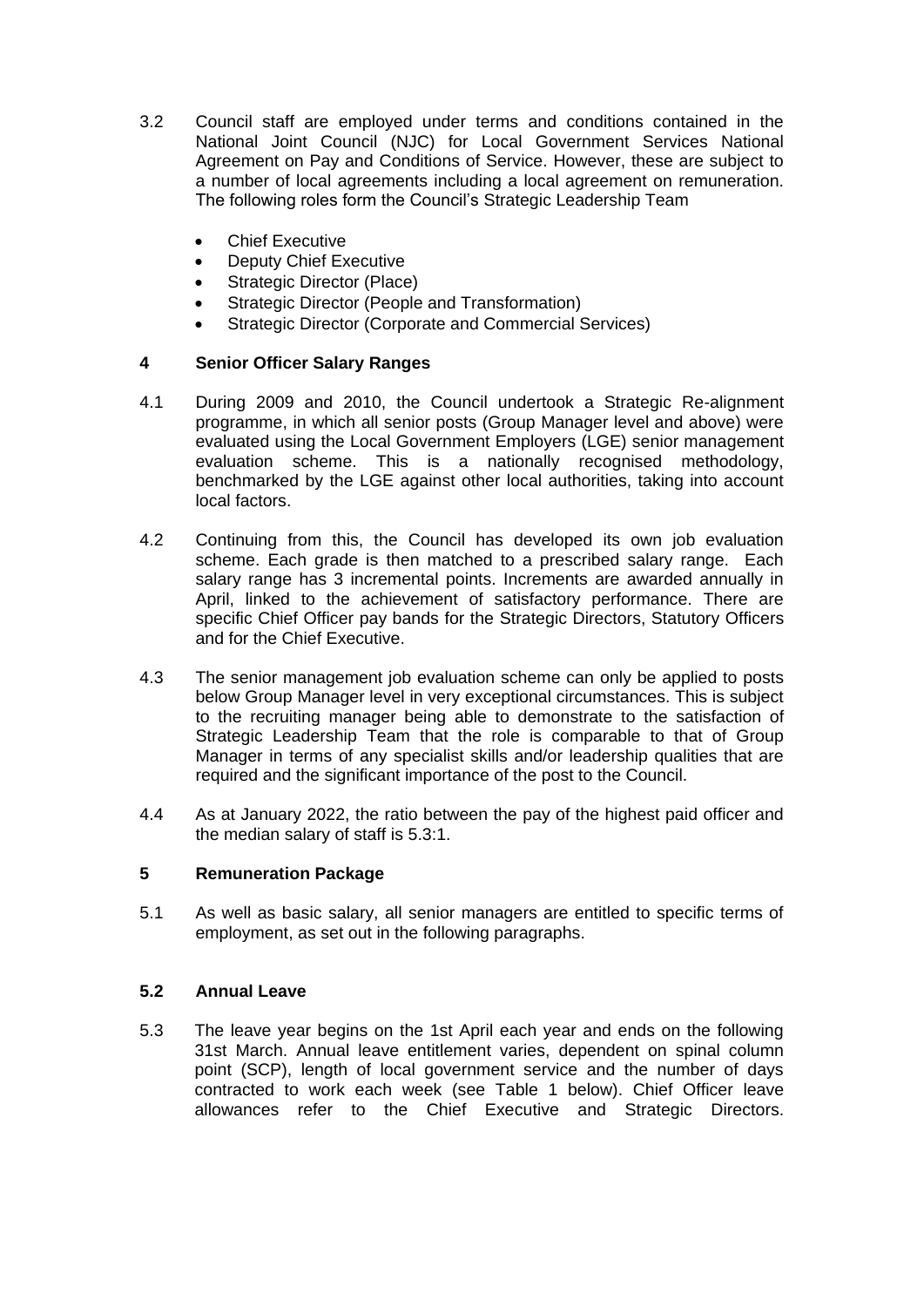3.2 Council staff are employed under terms and conditions contained in the National Joint Council (NJC) for Local Government Services National Agreement on Pay and Conditions of Service. However, these are subject to a number of local agreements including a local agreement on remuneration. The following roles form the Council's Strategic Leadership Team

- Chief Executive
- Deputy Chief Executive
- Strategic Director (Place)
- Strategic Director (People and Transformation)
- Strategic Director (Corporate and Commercial Services)

## 4 Senior Officer Salary Ranges

4.1 During 2009 and 2010, the Council undertook a Strategic Re-alignment programme, in which all senior posts (Group Manager level and above) were evaluated using the Local Government Employers (LGE) senior management evaluation scheme. This is a nationally recognised methodology, benchmarked by the LGE against other local authorities, taking into account local factors.

4.2 Continuing from this, the Council has developed its own job evaluation scheme. Each grade is then matched to a prescribed salary range. Each salary range has 3 incremental points. Increments are awarded annually in April, linked to the achievement of satisfactory performance. There are specific Chief Officer pay bands for the Strategic Directors, Statutory Officers and for the Chief Executive.

4.3 The senior management job evaluation scheme can only be applied to posts below Group Manager level in very exceptional circumstances. This is subject to the recruiting manager being able to demonstrate to the satisfaction of Strategic Leadership Team that the role is comparable to that of Group Manager in terms of any specialist skills and/or leadership qualities that are required and the significant importance of the post to the Council.

4.4 As at January 2022, the ratio between the pay of the highest paid officer and the median salary of staff is 5.3:1.

## 5 Remuneration Package

5.1 As well as basic salary, all senior managers are entitled to specific terms of employment, as set out in the following paragraphs.

### 5.2 Annual Leave

5.3 The leave year begins on the 1st April each year and ends on the following 31st March. Annual leave entitlement varies, dependent on spinal column point (SCP), length of local government service and the number of days contracted to work each week (see Table 1 below). Chief Officer leave allowances refer to the Chief Executive and Strategic Directors.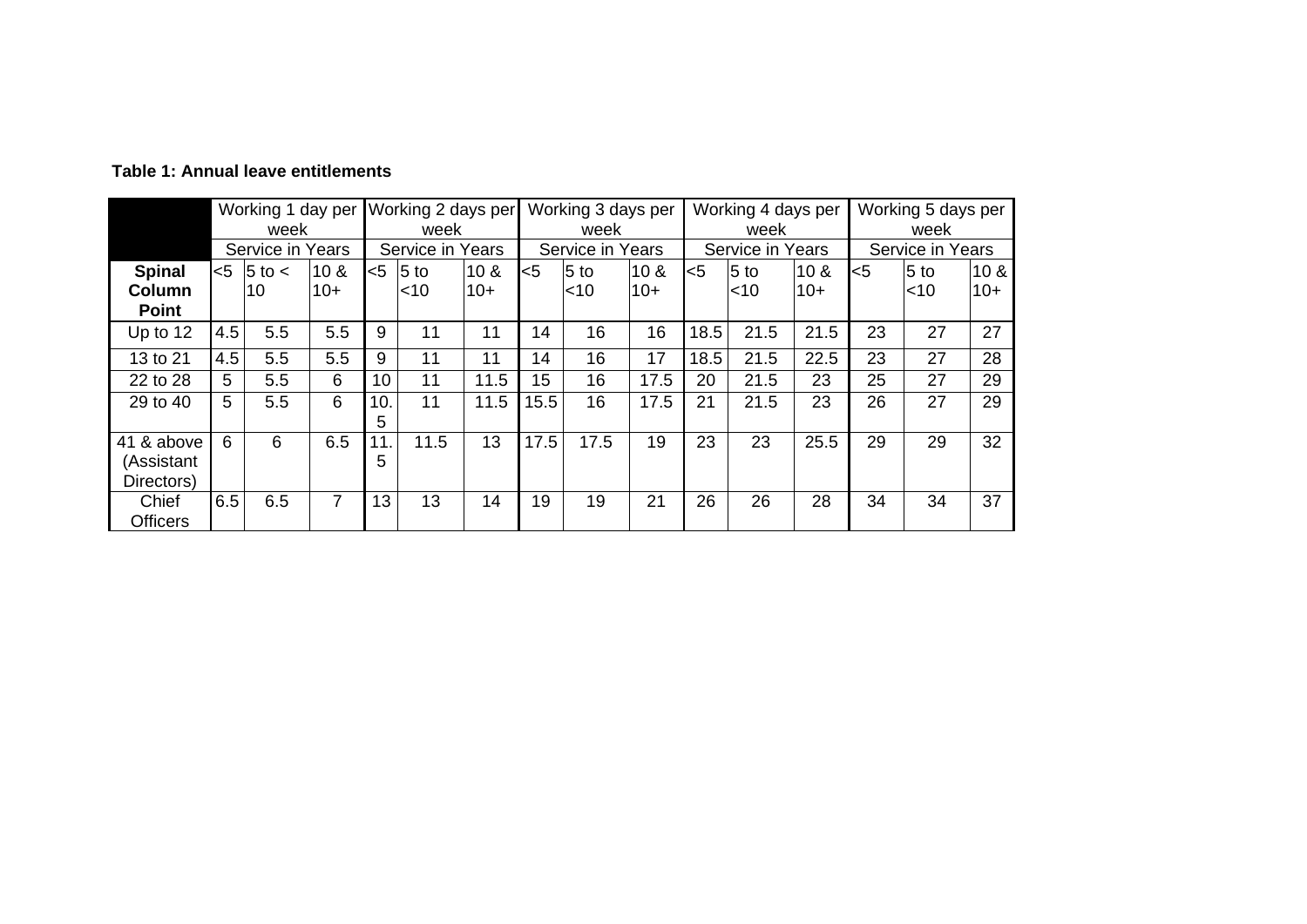**Table 1: Annual leave entitlements**

| | Working 1 day per week | | | Working 2 days per week | | | Working 3 days per week | | | Working 4 days per week | | | Working 5 days per week | | |
|---|---|---|---|---|---|---|---|---|---|---|---|---|---|---|---|
| | Service in Years | | | Service in Years | | | Service in Years | | | Service in Years | | | Service in Years | | |
| **Spinal Column Point** | <5 | 5 to < 10 | 10 & 10+ | <5 | 5 to <10 | 10 & 10+ | <5 | 5 to <10 | 10 & 10+ | <5 | 5 to <10 | 10 & 10+ | <5 | 5 to <10 | 10 & 10+ |
| Up to 12 | 4.5 | 5.5 | 5.5 | 9 | 11 | 11 | 14 | 16 | 16 | 18.5 | 21.5 | 21.5 | 23 | 27 | 27 |
| 13 to 21 | 4.5 | 5.5 | 5.5 | 9 | 11 | 11 | 14 | 16 | 17 | 18.5 | 21.5 | 22.5 | 23 | 27 | 28 |
| 22 to 28 | 5 | 5.5 | 6 | 10 | 11 | 11.5 | 15 | 16 | 17.5 | 20 | 21.5 | 23 | 25 | 27 | 29 |
| 29 to 40 | 5 | 5.5 | 6 | 10.5 | 11 | 11.5 | 15.5 | 16 | 17.5 | 21 | 21.5 | 23 | 26 | 27 | 29 |
| 41 & above (Assistant Directors) | 6 | 6 | 6.5 | 11.5 | 11.5 | 13 | 17.5 | 17.5 | 19 | 23 | 23 | 25.5 | 29 | 29 | 32 |
| Chief Officers | 6.5 | 6.5 | 7 | 13 | 13 | 14 | 19 | 19 | 21 | 26 | 26 | 28 | 34 | 34 | 37 |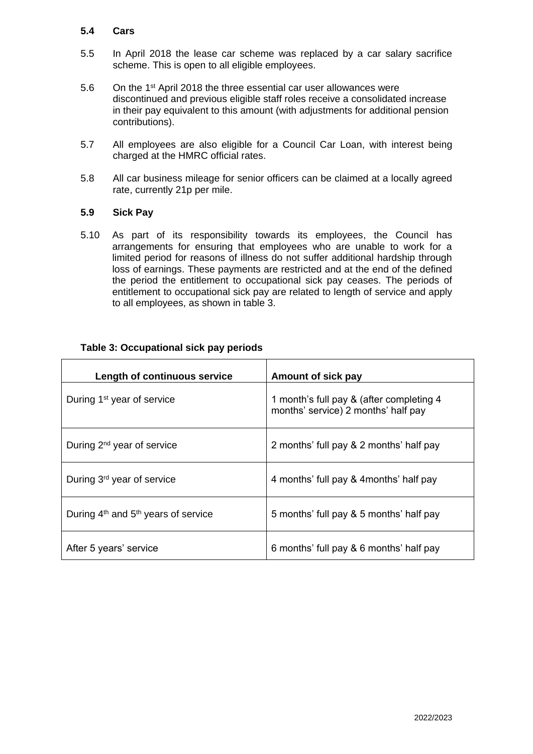### 5.4 Cars

5.5 In April 2018 the lease car scheme was replaced by a car salary sacrifice scheme. This is open to all eligible employees.

5.6 On the 1st April 2018 the three essential car user allowances were discontinued and previous eligible staff roles receive a consolidated increase in their pay equivalent to this amount (with adjustments for additional pension contributions).

5.7 All employees are also eligible for a Council Car Loan, with interest being charged at the HMRC official rates.

5.8 All car business mileage for senior officers can be claimed at a locally agreed rate, currently 21p per mile.

### 5.9 Sick Pay

5.10 As part of its responsibility towards its employees, the Council has arrangements for ensuring that employees who are unable to work for a limited period for reasons of illness do not suffer additional hardship through loss of earnings. These payments are restricted and at the end of the defined the period the entitlement to occupational sick pay ceases. The periods of entitlement to occupational sick pay are related to length of service and apply to all employees, as shown in table 3.

**Table 3: Occupational sick pay periods**

| Length of continuous service | Amount of sick pay |
|---|---|
| During 1st year of service | 1 month's full pay & (after completing 4 months' service) 2 months' half pay |
| During 2nd year of service | 2 months' full pay & 2 months' half pay |
| During 3rd year of service | 4 months' full pay & 4months' half pay |
| During 4th and 5th years of service | 5 months' full pay & 5 months' half pay |
| After 5 years' service | 6 months' full pay & 6 months' half pay |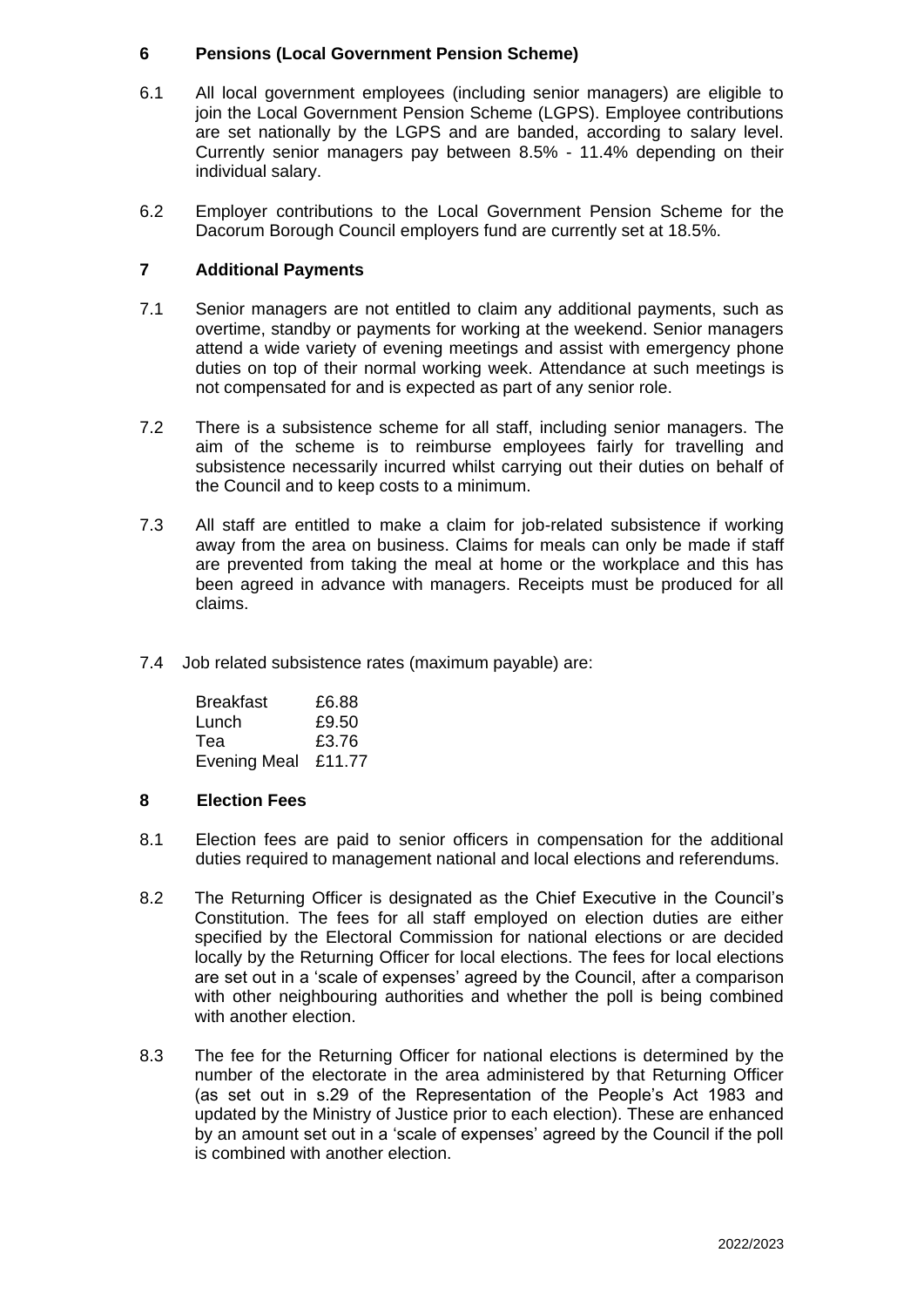## 6 Pensions (Local Government Pension Scheme)

6.1 All local government employees (including senior managers) are eligible to join the Local Government Pension Scheme (LGPS). Employee contributions are set nationally by the LGPS and are banded, according to salary level. Currently senior managers pay between 8.5% - 11.4% depending on their individual salary.

6.2 Employer contributions to the Local Government Pension Scheme for the Dacorum Borough Council employers fund are currently set at 18.5%.

## 7 Additional Payments

7.1 Senior managers are not entitled to claim any additional payments, such as overtime, standby or payments for working at the weekend. Senior managers attend a wide variety of evening meetings and assist with emergency phone duties on top of their normal working week. Attendance at such meetings is not compensated for and is expected as part of any senior role.

7.2 There is a subsistence scheme for all staff, including senior managers. The aim of the scheme is to reimburse employees fairly for travelling and subsistence necessarily incurred whilst carrying out their duties on behalf of the Council and to keep costs to a minimum.

7.3 All staff are entitled to make a claim for job-related subsistence if working away from the area on business. Claims for meals can only be made if staff are prevented from taking the meal at home or the workplace and this has been agreed in advance with managers. Receipts must be produced for all claims.

7.4 Job related subsistence rates (maximum payable) are:

| | |
|---|---|
| Breakfast | £6.88 |
| Lunch | £9.50 |
| Tea | £3.76 |
| Evening Meal | £11.77 |

## 8 Election Fees

8.1 Election fees are paid to senior officers in compensation for the additional duties required to management national and local elections and referendums.

8.2 The Returning Officer is designated as the Chief Executive in the Council's Constitution. The fees for all staff employed on election duties are either specified by the Electoral Commission for national elections or are decided locally by the Returning Officer for local elections. The fees for local elections are set out in a 'scale of expenses' agreed by the Council, after a comparison with other neighbouring authorities and whether the poll is being combined with another election.

8.3 The fee for the Returning Officer for national elections is determined by the number of the electorate in the area administered by that Returning Officer (as set out in s.29 of the Representation of the People's Act 1983 and updated by the Ministry of Justice prior to each election). These are enhanced by an amount set out in a 'scale of expenses' agreed by the Council if the poll is combined with another election.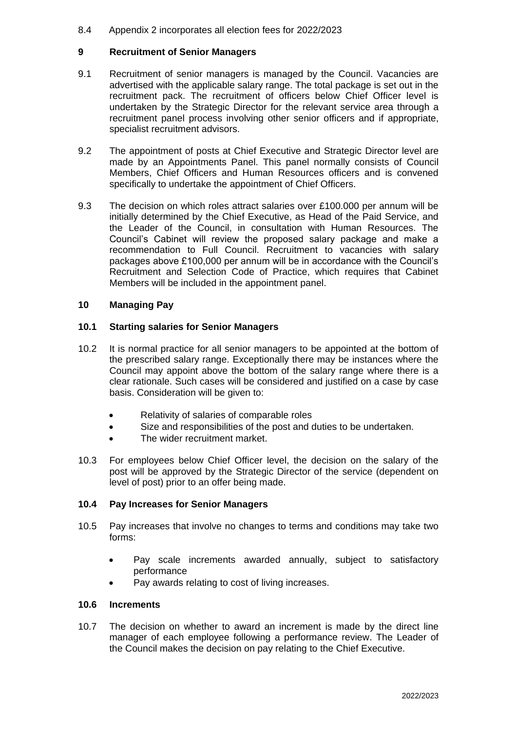8.4 Appendix 2 incorporates all election fees for 2022/2023

## 9 Recruitment of Senior Managers

9.1 Recruitment of senior managers is managed by the Council. Vacancies are advertised with the applicable salary range. The total package is set out in the recruitment pack. The recruitment of officers below Chief Officer level is undertaken by the Strategic Director for the relevant service area through a recruitment panel process involving other senior officers and if appropriate, specialist recruitment advisors.

9.2 The appointment of posts at Chief Executive and Strategic Director level are made by an Appointments Panel. This panel normally consists of Council Members, Chief Officers and Human Resources officers and is convened specifically to undertake the appointment of Chief Officers.

9.3 The decision on which roles attract salaries over £100.000 per annum will be initially determined by the Chief Executive, as Head of the Paid Service, and the Leader of the Council, in consultation with Human Resources. The Council's Cabinet will review the proposed salary package and make a recommendation to Full Council. Recruitment to vacancies with salary packages above £100,000 per annum will be in accordance with the Council's Recruitment and Selection Code of Practice, which requires that Cabinet Members will be included in the appointment panel.

## 10 Managing Pay

### 10.1 Starting salaries for Senior Managers

10.2 It is normal practice for all senior managers to be appointed at the bottom of the prescribed salary range. Exceptionally there may be instances where the Council may appoint above the bottom of the salary range where there is a clear rationale. Such cases will be considered and justified on a case by case basis. Consideration will be given to:

- Relativity of salaries of comparable roles
- Size and responsibilities of the post and duties to be undertaken.
- The wider recruitment market.

10.3 For employees below Chief Officer level, the decision on the salary of the post will be approved by the Strategic Director of the service (dependent on level of post) prior to an offer being made.

### 10.4 Pay Increases for Senior Managers

10.5 Pay increases that involve no changes to terms and conditions may take two forms:

- Pay scale increments awarded annually, subject to satisfactory performance
- Pay awards relating to cost of living increases.

### 10.6 Increments

10.7 The decision on whether to award an increment is made by the direct line manager of each employee following a performance review. The Leader of the Council makes the decision on pay relating to the Chief Executive.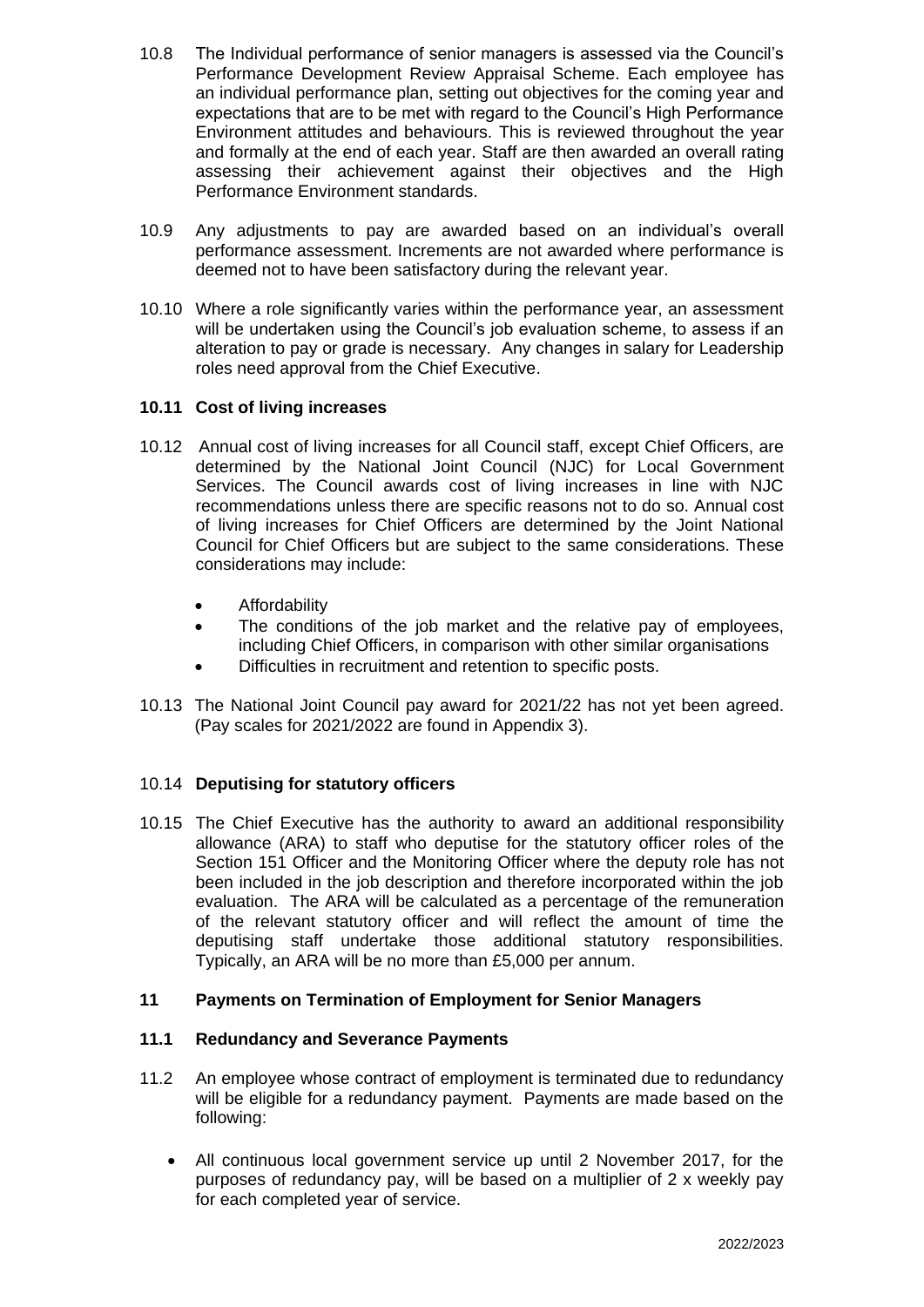10.8 The Individual performance of senior managers is assessed via the Council's Performance Development Review Appraisal Scheme. Each employee has an individual performance plan, setting out objectives for the coming year and expectations that are to be met with regard to the Council's High Performance Environment attitudes and behaviours. This is reviewed throughout the year and formally at the end of each year. Staff are then awarded an overall rating assessing their achievement against their objectives and the High Performance Environment standards.

10.9 Any adjustments to pay are awarded based on an individual's overall performance assessment. Increments are not awarded where performance is deemed not to have been satisfactory during the relevant year.

10.10 Where a role significantly varies within the performance year, an assessment will be undertaken using the Council's job evaluation scheme, to assess if an alteration to pay or grade is necessary. Any changes in salary for Leadership roles need approval from the Chief Executive.

**10.11 Cost of living increases**

10.12 Annual cost of living increases for all Council staff, except Chief Officers, are determined by the National Joint Council (NJC) for Local Government Services. The Council awards cost of living increases in line with NJC recommendations unless there are specific reasons not to do so. Annual cost of living increases for Chief Officers are determined by the Joint National Council for Chief Officers but are subject to the same considerations. These considerations may include:

- Affordability
- The conditions of the job market and the relative pay of employees, including Chief Officers, in comparison with other similar organisations
- Difficulties in recruitment and retention to specific posts.

10.13 The National Joint Council pay award for 2021/22 has not yet been agreed. (Pay scales for 2021/2022 are found in Appendix 3).

10.14 **Deputising for statutory officers**

10.15 The Chief Executive has the authority to award an additional responsibility allowance (ARA) to staff who deputise for the statutory officer roles of the Section 151 Officer and the Monitoring Officer where the deputy role has not been included in the job description and therefore incorporated within the job evaluation. The ARA will be calculated as a percentage of the remuneration of the relevant statutory officer and will reflect the amount of time the deputising staff undertake those additional statutory responsibilities. Typically, an ARA will be no more than £5,000 per annum.

## 11 Payments on Termination of Employment for Senior Managers

### 11.1 Redundancy and Severance Payments

11.2 An employee whose contract of employment is terminated due to redundancy will be eligible for a redundancy payment. Payments are made based on the following:

- All continuous local government service up until 2 November 2017, for the purposes of redundancy pay, will be based on a multiplier of 2 x weekly pay for each completed year of service.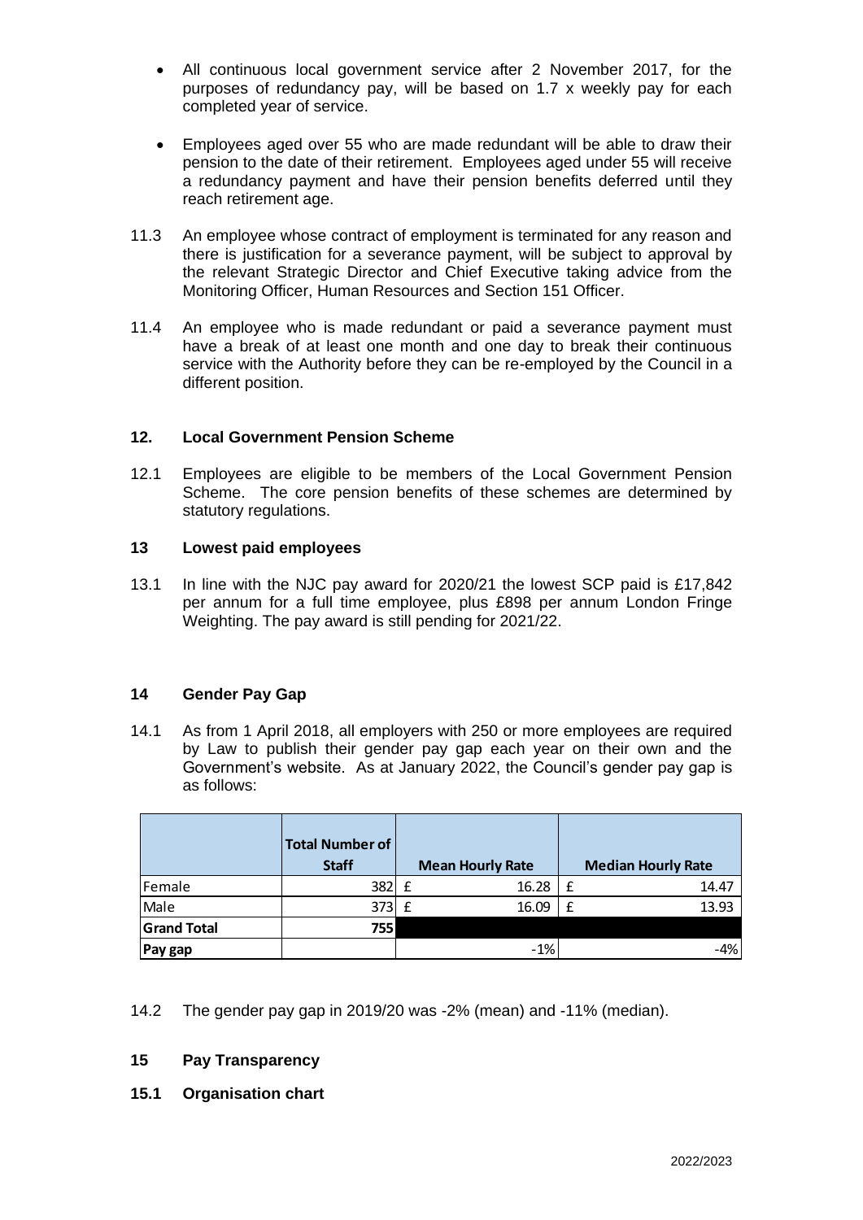- All continuous local government service after 2 November 2017, for the purposes of redundancy pay, will be based on 1.7 x weekly pay for each completed year of service.

- Employees aged over 55 who are made redundant will be able to draw their pension to the date of their retirement. Employees aged under 55 will receive a redundancy payment and have their pension benefits deferred until they reach retirement age.

11.3 An employee whose contract of employment is terminated for any reason and there is justification for a severance payment, will be subject to approval by the relevant Strategic Director and Chief Executive taking advice from the Monitoring Officer, Human Resources and Section 151 Officer.

11.4 An employee who is made redundant or paid a severance payment must have a break of at least one month and one day to break their continuous service with the Authority before they can be re-employed by the Council in a different position.

## 12. Local Government Pension Scheme

12.1 Employees are eligible to be members of the Local Government Pension Scheme. The core pension benefits of these schemes are determined by statutory regulations.

## 13 Lowest paid employees

13.1 In line with the NJC pay award for 2020/21 the lowest SCP paid is £17,842 per annum for a full time employee, plus £898 per annum London Fringe Weighting. The pay award is still pending for 2021/22.

## 14 Gender Pay Gap

14.1 As from 1 April 2018, all employers with 250 or more employees are required by Law to publish their gender pay gap each year on their own and the Government's website. As at January 2022, the Council's gender pay gap is as follows:

| | Total Number of Staff | Mean Hourly Rate | Median Hourly Rate |
|---|---|---|---|
| Female | 382 | £ 16.28 | £ 14.47 |
| Male | 373 | £ 16.09 | £ 13.93 |
| **Grand Total** | **755** | | |
| **Pay gap** | | -1% | -4% |

14.2 The gender pay gap in 2019/20 was -2% (mean) and -11% (median).

## 15 Pay Transparency

### 15.1 Organisation chart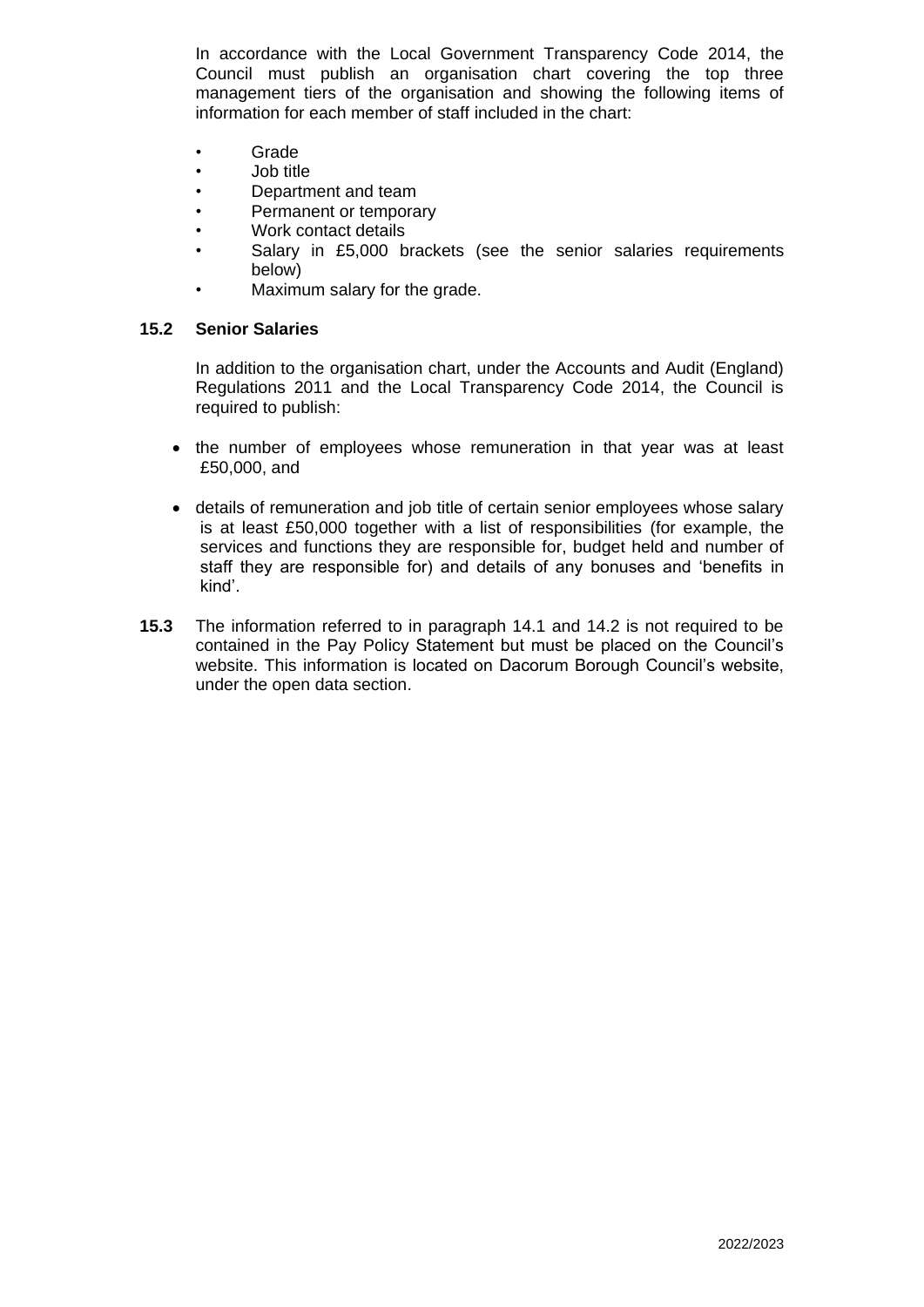In accordance with the Local Government Transparency Code 2014, the Council must publish an organisation chart covering the top three management tiers of the organisation and showing the following items of information for each member of staff included in the chart:

- Grade
- Job title
- Department and team
- Permanent or temporary
- Work contact details
- Salary in £5,000 brackets (see the senior salaries requirements below)
- Maximum salary for the grade.

**15.2 Senior Salaries**

In addition to the organisation chart, under the Accounts and Audit (England) Regulations 2011 and the Local Transparency Code 2014, the Council is required to publish:

- the number of employees whose remuneration in that year was at least £50,000, and
- details of remuneration and job title of certain senior employees whose salary is at least £50,000 together with a list of responsibilities (for example, the services and functions they are responsible for, budget held and number of staff they are responsible for) and details of any bonuses and 'benefits in kind'.

**15.3** The information referred to in paragraph 14.1 and 14.2 is not required to be contained in the Pay Policy Statement but must be placed on the Council's website. This information is located on Dacorum Borough Council's website, under the open data section.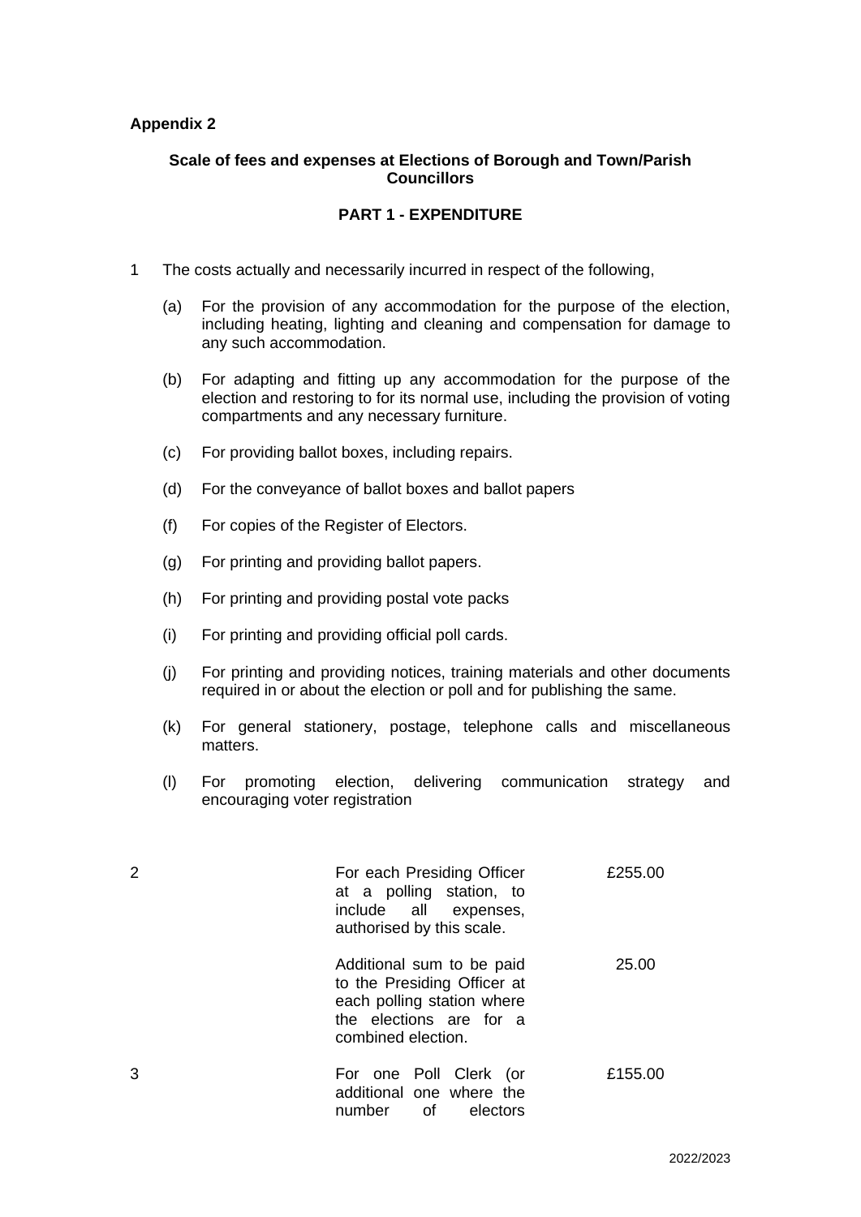**Appendix 2**

**Scale of fees and expenses at Elections of Borough and Town/Parish Councillors**

**PART 1 - EXPENDITURE**

1 The costs actually and necessarily incurred in respect of the following,

(a) For the provision of any accommodation for the purpose of the election, including heating, lighting and cleaning and compensation for damage to any such accommodation.

(b) For adapting and fitting up any accommodation for the purpose of the election and restoring to for its normal use, including the provision of voting compartments and any necessary furniture.

(c) For providing ballot boxes, including repairs.

(d) For the conveyance of ballot boxes and ballot papers

(f) For copies of the Register of Electors.

(g) For printing and providing ballot papers.

(h) For printing and providing postal vote packs

(i) For printing and providing official poll cards.

(j) For printing and providing notices, training materials and other documents required in or about the election or poll and for publishing the same.

(k) For general stationery, postage, telephone calls and miscellaneous matters.

(l) For promoting election, delivering communication strategy and encouraging voter registration

| | | |
|---|---|---|
| 2 | For each Presiding Officer at a polling station, to include all expenses, authorised by this scale. | £255.00 |
| | Additional sum to be paid to the Presiding Officer at each polling station where the elections are for a combined election. | 25.00 |
| 3 | For one Poll Clerk (or additional one where the number of electors | £155.00 |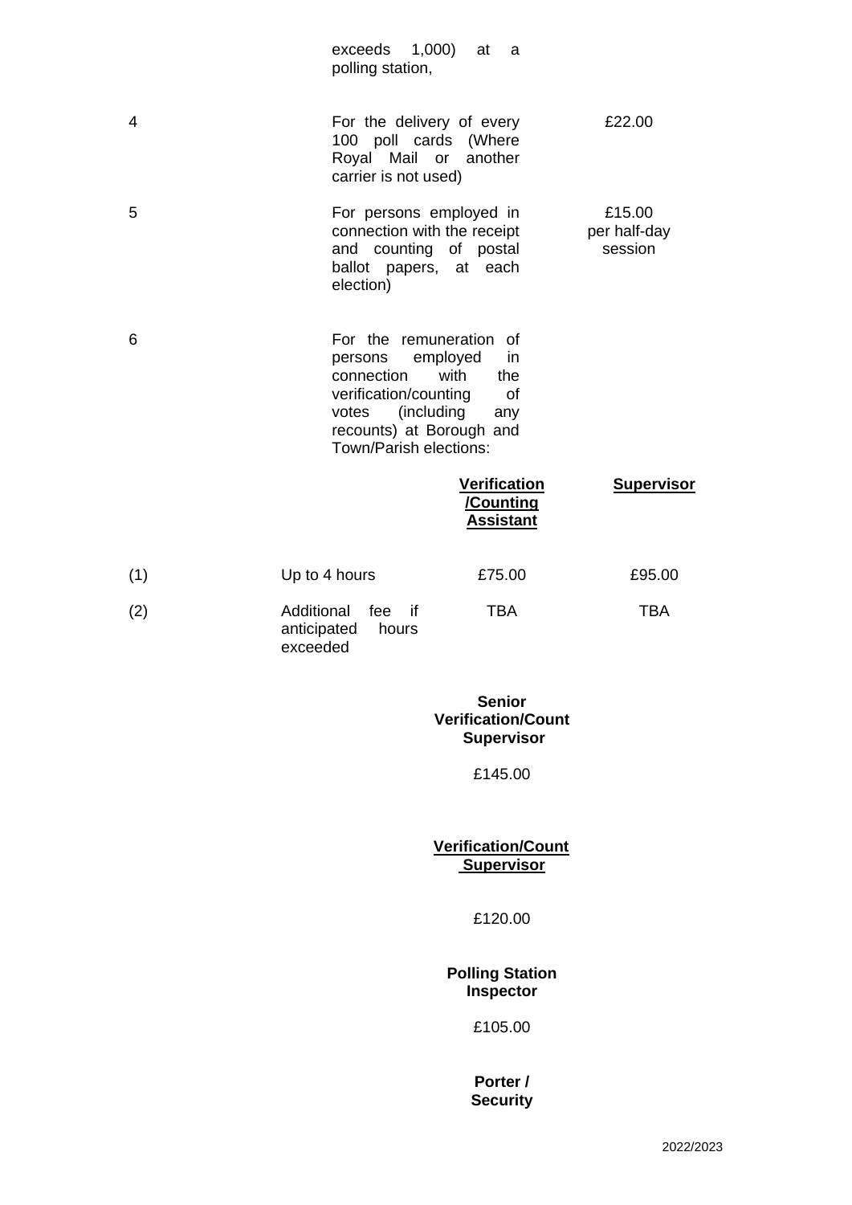| | | | |
|---|---|---|---|
| | exceeds 1,000) at a polling station, | | |
| 4 | For the delivery of every 100 poll cards (Where Royal Mail or another carrier is not used) | | £22.00 |
| 5 | For persons employed in connection with the receipt and counting of postal ballot papers, at each election) | | £15.00 per half-day session |
| 6 | For the remuneration of persons employed in connection with the verification/counting of votes (including any recounts) at Borough and Town/Parish elections: | | |
| | | **Verification /Counting Assistant** | **Supervisor** |
| (1) | Up to 4 hours | £75.00 | £95.00 |
| (2) | Additional fee if anticipated hours exceeded | TBA | TBA |

**Senior Verification/Count Supervisor**

£145.00

**Verification/Count Supervisor**

£120.00

**Polling Station Inspector**

£105.00

**Porter / Security**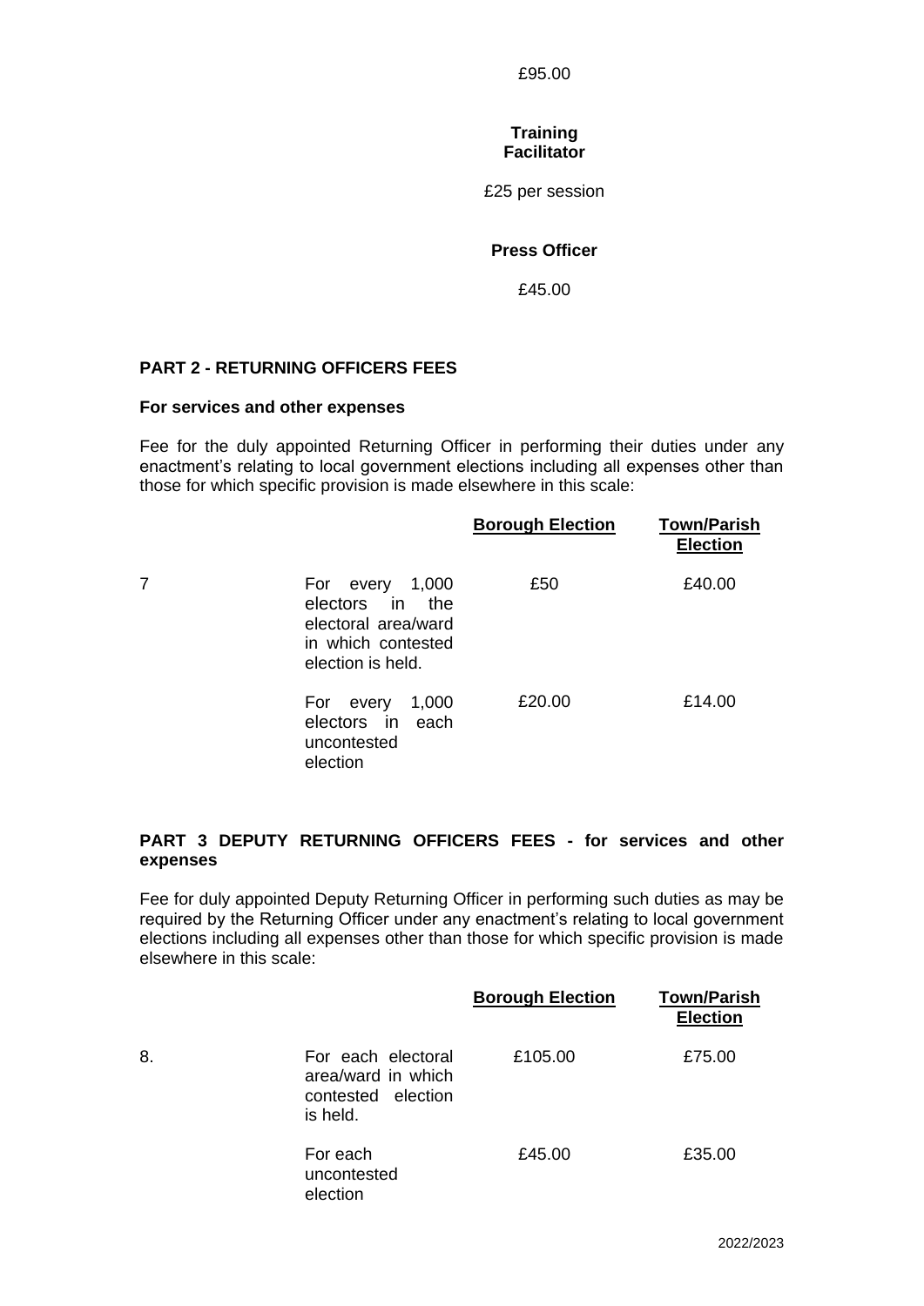£95.00

**Training Facilitator**

£25 per session

**Press Officer**

£45.00

**PART 2 - RETURNING OFFICERS FEES**

**For services and other expenses**

Fee for the duly appointed Returning Officer in performing their duties under any enactment's relating to local government elections including all expenses other than those for which specific provision is made elsewhere in this scale:

| | | **Borough Election** | **Town/Parish Election** |
|---|---|---|---|
| 7 | For every 1,000 electors in the electoral area/ward in which contested election is held. | £50 | £40.00 |
| | For every 1,000 electors in each uncontested election | £20.00 | £14.00 |

**PART 3 DEPUTY RETURNING OFFICERS FEES - for services and other expenses**

Fee for duly appointed Deputy Returning Officer in performing such duties as may be required by the Returning Officer under any enactment's relating to local government elections including all expenses other than those for which specific provision is made elsewhere in this scale:

| | | **Borough Election** | **Town/Parish Election** |
|---|---|---|---|
| 8. | For each electoral area/ward in which contested election is held. | £105.00 | £75.00 |
| | For each uncontested election | £45.00 | £35.00 |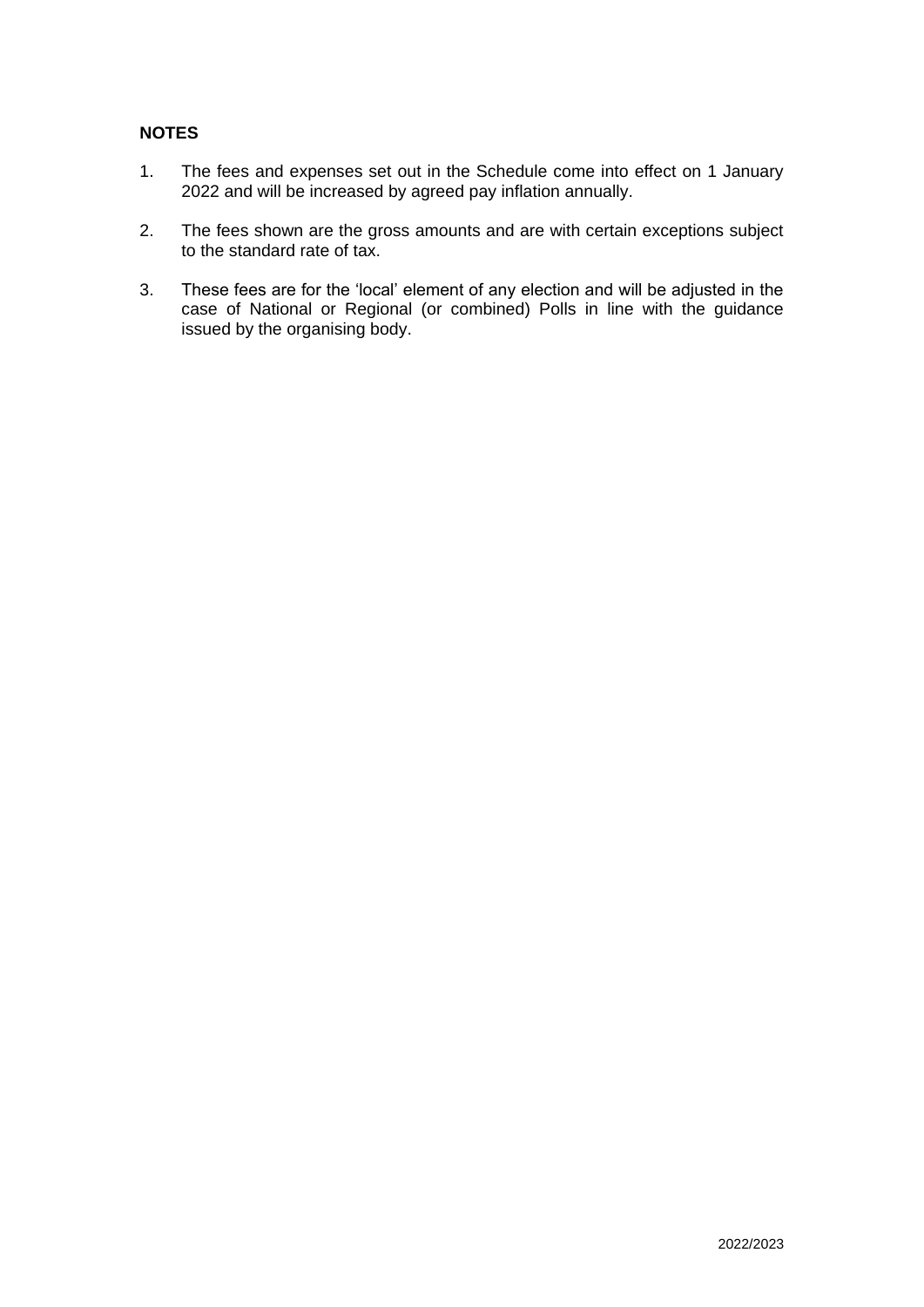**NOTES**

1. The fees and expenses set out in the Schedule come into effect on 1 January 2022 and will be increased by agreed pay inflation annually.

2. The fees shown are the gross amounts and are with certain exceptions subject to the standard rate of tax.

3. These fees are for the 'local' element of any election and will be adjusted in the case of National or Regional (or combined) Polls in line with the guidance issued by the organising body.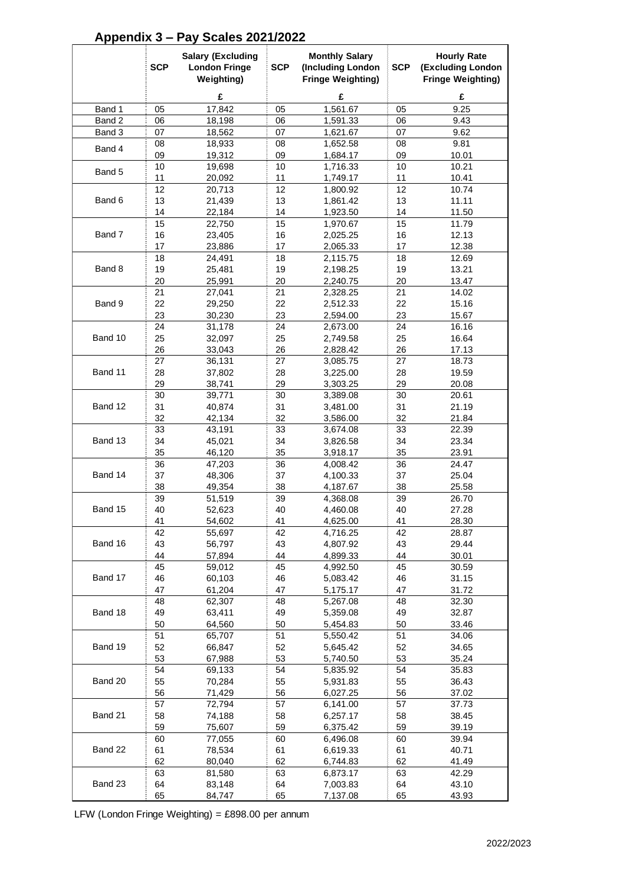# Appendix 3 – Pay Scales 2021/2022

| | SCP | Salary (Excluding London Fringe Weighting) | SCP | Monthly Salary (Including London Fringe Weighting) | SCP | Hourly Rate (Excluding London Fringe Weighting) |
|---|---|---|---|---|---|---|
| | | £ | | £ | | £ |
| Band 1 | 05 | 17,842 | 05 | 1,561.67 | 05 | 9.25 |
| Band 2 | 06 | 18,198 | 06 | 1,591.33 | 06 | 9.43 |
| Band 3 | 07 | 18,562 | 07 | 1,621.67 | 07 | 9.62 |
| Band 4 | 08 | 18,933 | 08 | 1,652.58 | 08 | 9.81 |
| | 09 | 19,312 | 09 | 1,684.17 | 09 | 10.01 |
| Band 5 | 10 | 19,698 | 10 | 1,716.33 | 10 | 10.21 |
| | 11 | 20,092 | 11 | 1,749.17 | 11 | 10.41 |
| Band 6 | 12 | 20,713 | 12 | 1,800.92 | 12 | 10.74 |
| | 13 | 21,439 | 13 | 1,861.42 | 13 | 11.11 |
| | 14 | 22,184 | 14 | 1,923.50 | 14 | 11.50 |
| Band 7 | 15 | 22,750 | 15 | 1,970.67 | 15 | 11.79 |
| | 16 | 23,405 | 16 | 2,025.25 | 16 | 12.13 |
| | 17 | 23,886 | 17 | 2,065.33 | 17 | 12.38 |
| Band 8 | 18 | 24,491 | 18 | 2,115.75 | 18 | 12.69 |
| | 19 | 25,481 | 19 | 2,198.25 | 19 | 13.21 |
| | 20 | 25,991 | 20 | 2,240.75 | 20 | 13.47 |
| Band 9 | 21 | 27,041 | 21 | 2,328.25 | 21 | 14.02 |
| | 22 | 29,250 | 22 | 2,512.33 | 22 | 15.16 |
| | 23 | 30,230 | 23 | 2,594.00 | 23 | 15.67 |
| Band 10 | 24 | 31,178 | 24 | 2,673.00 | 24 | 16.16 |
| | 25 | 32,097 | 25 | 2,749.58 | 25 | 16.64 |
| | 26 | 33,043 | 26 | 2,828.42 | 26 | 17.13 |
| Band 11 | 27 | 36,131 | 27 | 3,085.75 | 27 | 18.73 |
| | 28 | 37,802 | 28 | 3,225.00 | 28 | 19.59 |
| | 29 | 38,741 | 29 | 3,303.25 | 29 | 20.08 |
| Band 12 | 30 | 39,771 | 30 | 3,389.08 | 30 | 20.61 |
| | 31 | 40,874 | 31 | 3,481.00 | 31 | 21.19 |
| | 32 | 42,134 | 32 | 3,586.00 | 32 | 21.84 |
| Band 13 | 33 | 43,191 | 33 | 3,674.08 | 33 | 22.39 |
| | 34 | 45,021 | 34 | 3,826.58 | 34 | 23.34 |
| | 35 | 46,120 | 35 | 3,918.17 | 35 | 23.91 |
| Band 14 | 36 | 47,203 | 36 | 4,008.42 | 36 | 24.47 |
| | 37 | 48,306 | 37 | 4,100.33 | 37 | 25.04 |
| | 38 | 49,354 | 38 | 4,187.67 | 38 | 25.58 |
| Band 15 | 39 | 51,519 | 39 | 4,368.08 | 39 | 26.70 |
| | 40 | 52,623 | 40 | 4,460.08 | 40 | 27.28 |
| | 41 | 54,602 | 41 | 4,625.00 | 41 | 28.30 |
| Band 16 | 42 | 55,697 | 42 | 4,716.25 | 42 | 28.87 |
| | 43 | 56,797 | 43 | 4,807.92 | 43 | 29.44 |
| | 44 | 57,894 | 44 | 4,899.33 | 44 | 30.01 |
| Band 17 | 45 | 59,012 | 45 | 4,992.50 | 45 | 30.59 |
| | 46 | 60,103 | 46 | 5,083.42 | 46 | 31.15 |
| | 47 | 61,204 | 47 | 5,175.17 | 47 | 31.72 |
| Band 18 | 48 | 62,307 | 48 | 5,267.08 | 48 | 32.30 |
| | 49 | 63,411 | 49 | 5,359.08 | 49 | 32.87 |
| | 50 | 64,560 | 50 | 5,454.83 | 50 | 33.46 |
| Band 19 | 51 | 65,707 | 51 | 5,550.42 | 51 | 34.06 |
| | 52 | 66,847 | 52 | 5,645.42 | 52 | 34.65 |
| | 53 | 67,988 | 53 | 5,740.50 | 53 | 35.24 |
| Band 20 | 54 | 69,133 | 54 | 5,835.92 | 54 | 35.83 |
| | 55 | 70,284 | 55 | 5,931.83 | 55 | 36.43 |
| | 56 | 71,429 | 56 | 6,027.25 | 56 | 37.02 |
| Band 21 | 57 | 72,794 | 57 | 6,141.00 | 57 | 37.73 |
| | 58 | 74,188 | 58 | 6,257.17 | 58 | 38.45 |
| | 59 | 75,607 | 59 | 6,375.42 | 59 | 39.19 |
| Band 22 | 60 | 77,055 | 60 | 6,496.08 | 60 | 39.94 |
| | 61 | 78,534 | 61 | 6,619.33 | 61 | 40.71 |
| | 62 | 80,040 | 62 | 6,744.83 | 62 | 41.49 |
| Band 23 | 63 | 81,580 | 63 | 6,873.17 | 63 | 42.29 |
| | 64 | 83,148 | 64 | 7,003.83 | 64 | 43.10 |
| | 65 | 84,747 | 65 | 7,137.08 | 65 | 43.93 |

LFW (London Fringe Weighting) = £898.00 per annum

2022/2023